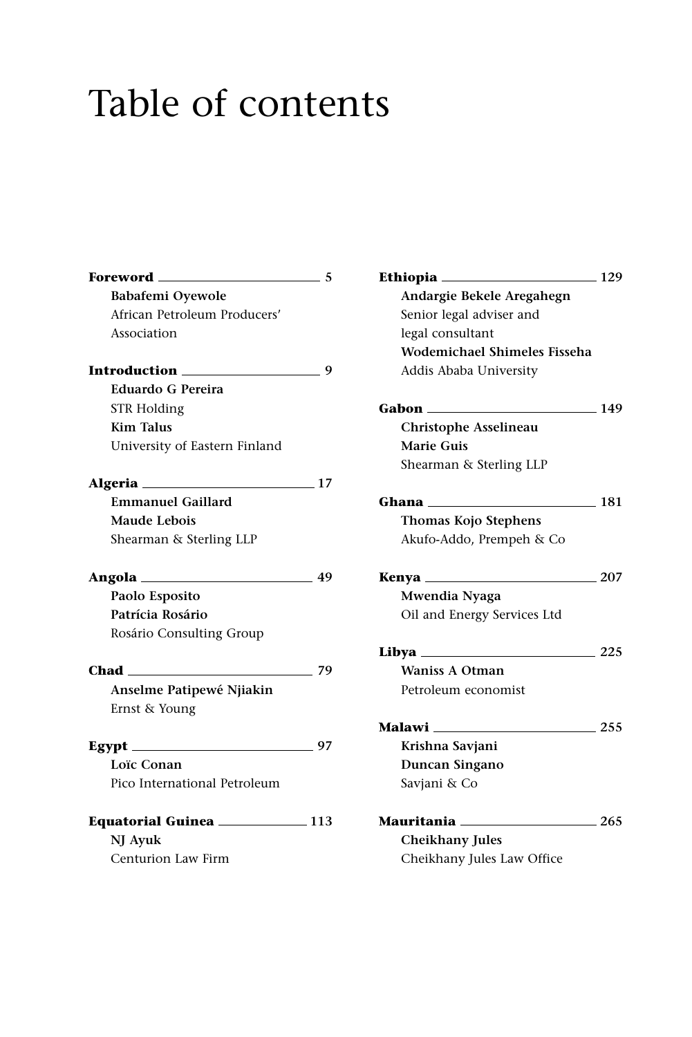# Table of contents

**Foreword** — 5
**Babafemi Oyewole**
African Petroleum Producers' Association

**Introduction** — 9
**Eduardo G Pereira**
STR Holding
**Kim Talus**
University of Eastern Finland

**Algeria** — 17
**Emmanuel Gaillard**
**Maude Lebois**
Shearman & Sterling LLP

**Angola** — 49
**Paolo Esposito**
**Patrícia Rosário**
Rosário Consulting Group

**Chad** — 79
**Anselme Patipewé Njiakin**
Ernst & Young

**Egypt** — 97
**Loïc Conan**
Pico International Petroleum

**Equatorial Guinea** — 113
**NJ Ayuk**
Centurion Law Firm

**Ethiopia** — 129
**Andargie Bekele Aregahegn**
Senior legal adviser and legal consultant
**Wodemichael Shimeles Fisseha**
Addis Ababa University

**Gabon** — 149
**Christophe Asselineau**
**Marie Guis**
Shearman & Sterling LLP

**Ghana** — 181
**Thomas Kojo Stephens**
Akufo-Addo, Prempeh & Co

**Kenya** — 207
**Mwendia Nyaga**
Oil and Energy Services Ltd

**Libya** — 225
**Waniss A Otman**
Petroleum economist

**Malawi** — 255
**Krishna Savjani**
**Duncan Singano**
Savjani & Co

**Mauritania** — 265
**Cheikhany Jules**
Cheikhany Jules Law Office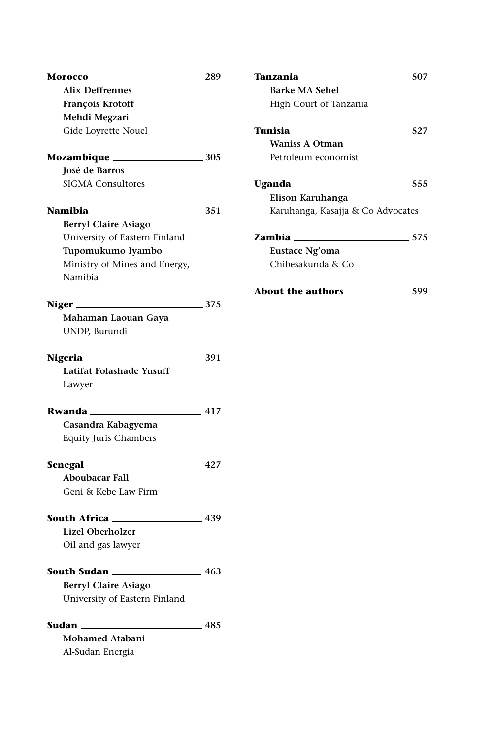**Morocco** ______________________ 289

**Alix Deffrennes**
**François Krotoff**
**Mehdi Megzari**
Gide Loyrette Nouel

**Mozambique** ______________________ 305

**José de Barros**
SIGMA Consultores

**Namibia** ______________________ 351

**Berryl Claire Asiago**
University of Eastern Finland
**Tupomukumo Iyambo**
Ministry of Mines and Energy, Namibia

**Niger** ______________________ 375

**Mahaman Laouan Gaya**
UNDP, Burundi

**Nigeria** ______________________ 391

**Latifat Folashade Yusuff**
Lawyer

**Rwanda** ______________________ 417

**Casandra Kabagyema**
Equity Juris Chambers

**Senegal** ______________________ 427

**Aboubacar Fall**
Geni & Kebe Law Firm

**South Africa** ______________________ 439

**Lizel Oberholzer**
Oil and gas lawyer

**South Sudan** ______________________ 463

**Berryl Claire Asiago**
University of Eastern Finland

**Sudan** ______________________ 485

**Mohamed Atabani**
Al-Sudan Energia

**Tanzania** ______________________ 507

**Barke MA Sehel**
High Court of Tanzania

**Tunisia** ______________________ 527

**Waniss A Otman**
Petroleum economist

**Uganda** ______________________ 555

**Elison Karuhanga**
Karuhanga, Kasajja & Co Advocates

**Zambia** ______________________ 575

**Eustace Ng'oma**
Chibesakunda & Co

**About the authors** ______________________ 599